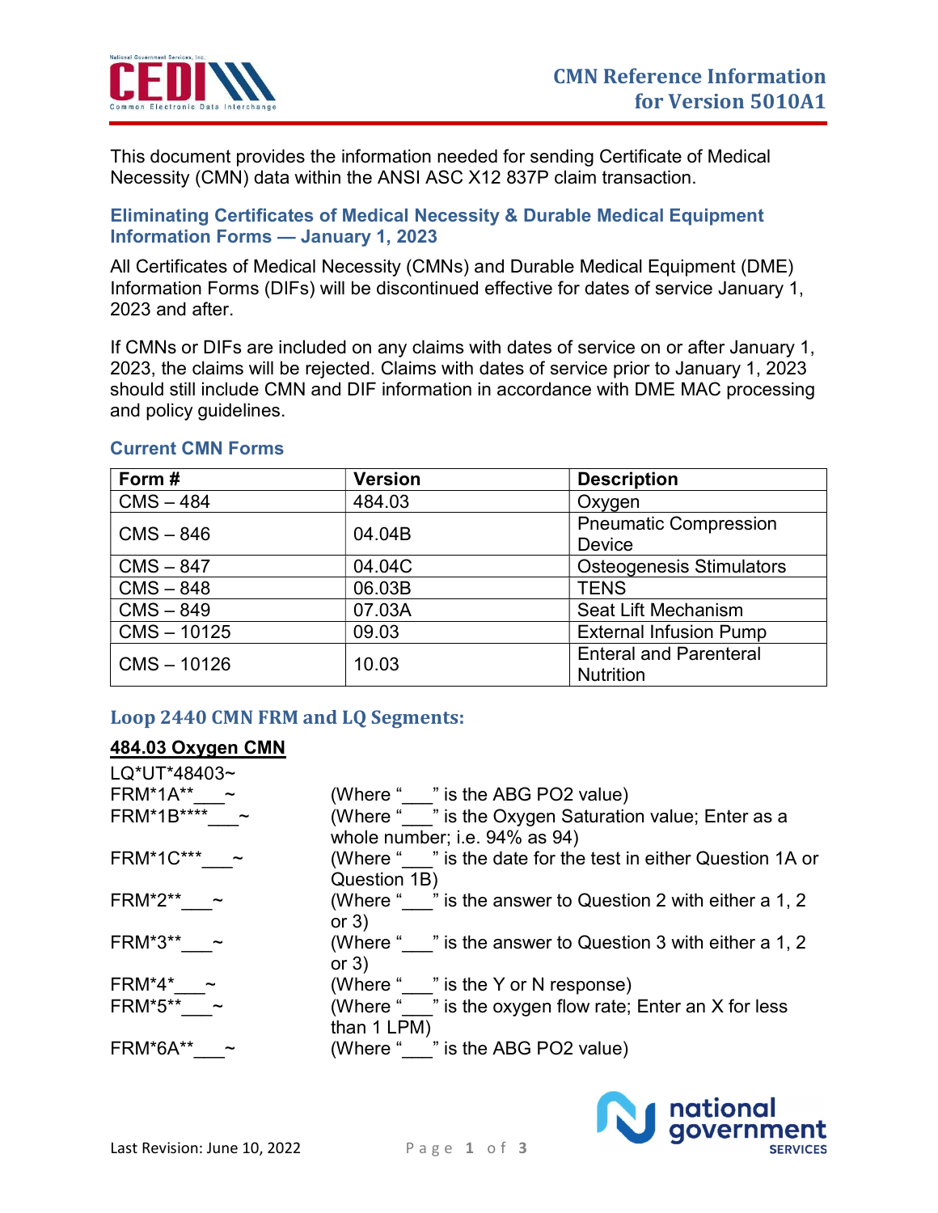# CMN Reference Information for Version 5010A1

This document provides the information needed for sending Certificate of Medical Necessity (CMN) data within the ANSI ASC X12 837P claim transaction.

## Eliminating Certificates of Medical Necessity & Durable Medical Equipment Information Forms — January 1, 2023

All Certificates of Medical Necessity (CMNs) and Durable Medical Equipment (DME) Information Forms (DIFs) will be discontinued effective for dates of service January 1, 2023 and after.

If CMNs or DIFs are included on any claims with dates of service on or after January 1, 2023, the claims will be rejected. Claims with dates of service prior to January 1, 2023 should still include CMN and DIF information in accordance with DME MAC processing and policy guidelines.

## Current CMN Forms

| Form # | Version | Description |
|---|---|---|
| CMS – 484 | 484.03 | Oxygen |
| CMS – 846 | 04.04B | Pneumatic Compression Device |
| CMS – 847 | 04.04C | Osteogenesis Stimulators |
| CMS – 848 | 06.03B | TENS |
| CMS – 849 | 07.03A | Seat Lift Mechanism |
| CMS – 10125 | 09.03 | External Infusion Pump |
| CMS – 10126 | 10.03 | Enteral and Parenteral Nutrition |

## Loop 2440 CMN FRM and LQ Segments:

**<u>484.03 Oxygen CMN</u>**

| | |
|---|---|
| LQ*UT*48403~ | |
| FRM*1A**___~ | (Where "___" is the ABG PO2 value) |
| FRM*1B****___~ | (Where "___" is the Oxygen Saturation value; Enter as a whole number; i.e. 94% as 94) |
| FRM*1C***___~ | (Where "___" is the date for the test in either Question 1A or Question 1B) |
| FRM*2**___~ | (Where "___" is the answer to Question 2 with either a 1, 2 or 3) |
| FRM*3**___~ | (Where "___" is the answer to Question 3 with either a 1, 2 or 3) |
| FRM*4*___~ | (Where "___" is the Y or N response) |
| FRM*5**___~ | (Where "___" is the oxygen flow rate; Enter an X for less than 1 LPM) |
| FRM*6A**___~ | (Where "___" is the ABG PO2 value) |

Last Revision: June 10, 2022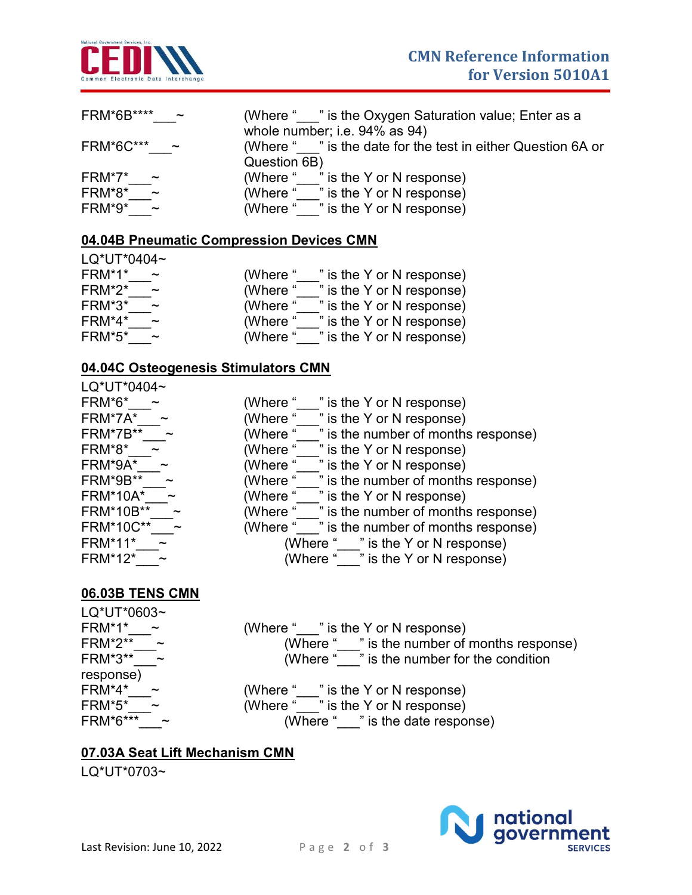FRM*6B****___~ (Where "___" is the Oxygen Saturation value; Enter as a whole number; i.e. 94% as 94)
FRM*6C***___~ (Where "___" is the date for the test in either Question 6A or Question 6B)
FRM*7*___~ (Where "___" is the Y or N response)
FRM*8*___~ (Where "___" is the Y or N response)
FRM*9*___~ (Where "___" is the Y or N response)

## 04.04B Pneumatic Compression Devices CMN

LQ*UT*0404~
FRM*1*___~ (Where "___" is the Y or N response)
FRM*2*___~ (Where "___" is the Y or N response)
FRM*3*___~ (Where "___" is the Y or N response)
FRM*4*___~ (Where "___" is the Y or N response)
FRM*5*___~ (Where "___" is the Y or N response)

## 04.04C Osteogenesis Stimulators CMN

LQ*UT*0404~
FRM*6*___~ (Where "___" is the Y or N response)
FRM*7A*___~ (Where "___" is the Y or N response)
FRM*7B**___~ (Where "___" is the number of months response)
FRM*8*___~ (Where "___" is the Y or N response)
FRM*9A*___~ (Where "___" is the Y or N response)
FRM*9B**___~ (Where "___" is the number of months response)
FRM*10A*___~ (Where "___" is the Y or N response)
FRM*10B**___~ (Where "___" is the number of months response)
FRM*10C**___~ (Where "___" is the number of months response)
FRM*11*___~ (Where "___" is the Y or N response)
FRM*12*___~ (Where "___" is the Y or N response)

## 06.03B TENS CMN

LQ*UT*0603~
FRM*1*___~ (Where "___" is the Y or N response)
FRM*2**___~ (Where "___" is the number of months response)
FRM*3**___~ (Where "___" is the number for the condition response)
FRM*4*___~ (Where "___" is the Y or N response)
FRM*5*___~ (Where "___" is the Y or N response)
FRM*6***___~ (Where "___" is the date response)

## 07.03A Seat Lift Mechanism CMN

LQ*UT*0703~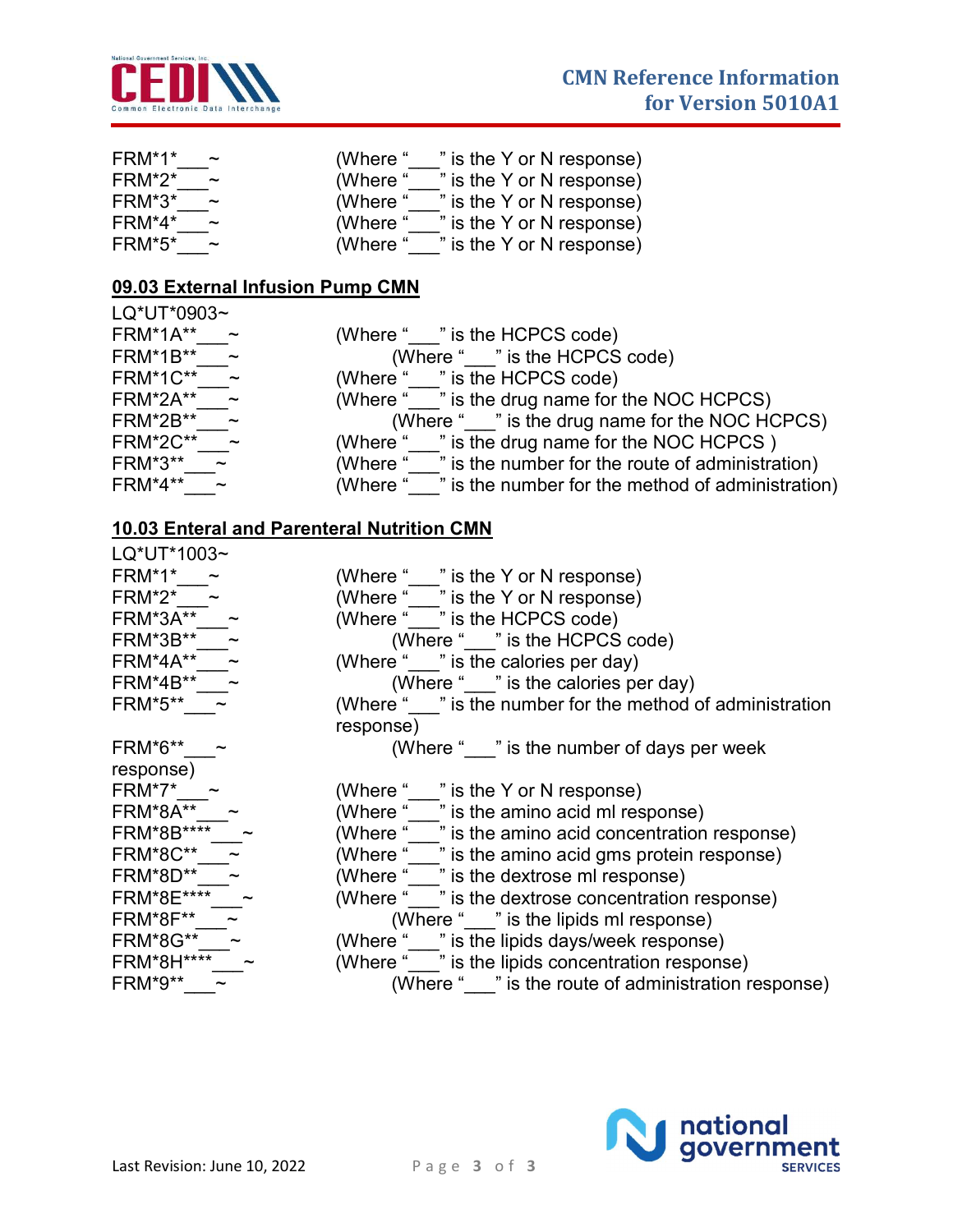FRM*1*___~ (Where "___" is the Y or N response)
FRM*2*___~ (Where "___" is the Y or N response)
FRM*3*___~ (Where "___" is the Y or N response)
FRM*4*___~ (Where "___" is the Y or N response)
FRM*5*___~ (Where "___" is the Y or N response)

## 09.03 External Infusion Pump CMN

LQ*UT*0903~
FRM*1A**___~ (Where "___" is the HCPCS code)
FRM*1B**___~ (Where "___" is the HCPCS code)
FRM*1C**___~ (Where "___" is the HCPCS code)
FRM*2A**___~ (Where "___" is the drug name for the NOC HCPCS)
FRM*2B**___~ (Where "___" is the drug name for the NOC HCPCS)
FRM*2C**___~ (Where "___" is the drug name for the NOC HCPCS )
FRM*3**___~ (Where "___" is the number for the route of administration)
FRM*4**___~ (Where "___" is the number for the method of administration)

## 10.03 Enteral and Parenteral Nutrition CMN

LQ*UT*1003~
FRM*1*___~ (Where "___" is the Y or N response)
FRM*2*___~ (Where "___" is the Y or N response)
FRM*3A**___~ (Where "___" is the HCPCS code)
FRM*3B**___~ (Where "___" is the HCPCS code)
FRM*4A**___~ (Where "___" is the calories per day)
FRM*4B**___~ (Where "___" is the calories per day)
FRM*5**___~ (Where "___" is the number for the method of administration response)
FRM*6**___~ (Where "___" is the number of days per week response)
FRM*7*___~ (Where "___" is the Y or N response)
FRM*8A**___~ (Where "___" is the amino acid ml response)
FRM*8B****___~ (Where "___" is the amino acid concentration response)
FRM*8C**___~ (Where "___" is the amino acid gms protein response)
FRM*8D**___~ (Where "___" is the dextrose ml response)
FRM*8E****___~ (Where "___" is the dextrose concentration response)
FRM*8F**___~ (Where "___" is the lipids ml response)
FRM*8G**___~ (Where "___" is the lipids days/week response)
FRM*8H****___~ (Where "___" is the lipids concentration response)
FRM*9**___~ (Where "___" is the route of administration response)

Last Revision: June 10, 2022